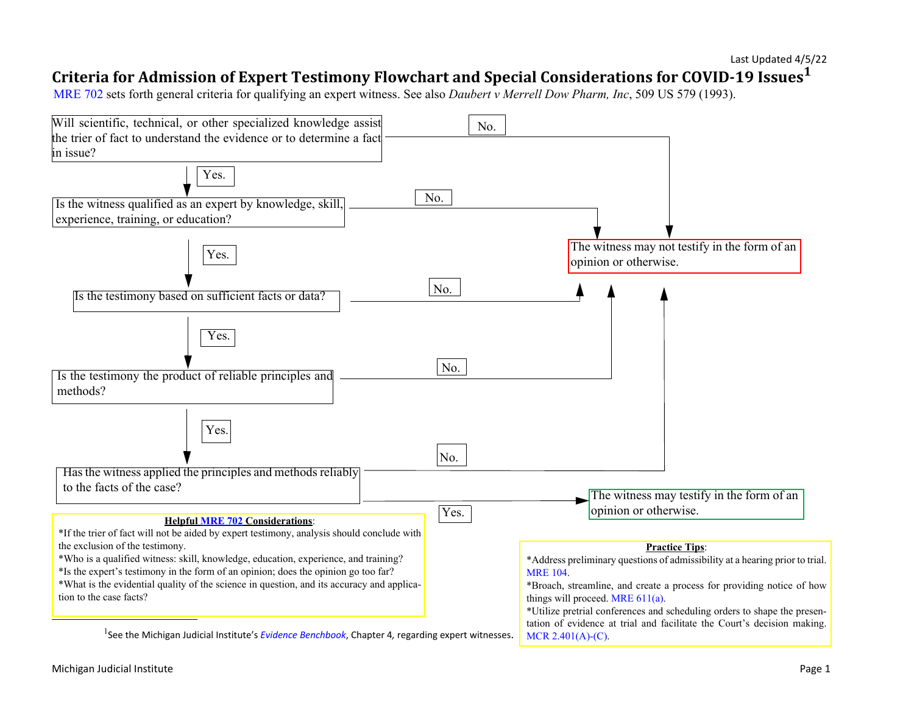Last Updated 4/5/22

# Criteria for Admission of Expert Testimony Flowchart and Special Considerations for COVID-19 Issues[1]

MRE 702 sets forth general criteria for qualifying an expert witness. See also *Daubert v Merrell Dow Pharm, Inc*, 509 US 579 (1993).

Will scientific, technical, or other specialized knowledge assist the trier of fact to understand the evidence or to determine a fact in issue?

- No. → The witness may not testify in the form of an opinion or otherwise.
- Yes. ↓

Is the witness qualified as an expert by knowledge, skill, experience, training, or education?

- No. → The witness may not testify in the form of an opinion or otherwise.
- Yes. ↓

Is the testimony based on sufficient facts or data?

- No. → The witness may not testify in the form of an opinion or otherwise.
- Yes. ↓

Is the testimony the product of reliable principles and methods?

- No. → The witness may not testify in the form of an opinion or otherwise.
- Yes. ↓

Has the witness applied the principles and methods reliably to the facts of the case?

- No. → The witness may not testify in the form of an opinion or otherwise.
- Yes. → The witness may testify in the form of an opinion or otherwise.

**Helpful MRE 702 Considerations**:

*If the trier of fact will not be aided by expert testimony, analysis should conclude with the exclusion of the testimony.
*Who is a qualified witness: skill, knowledge, education, experience, and training?
*Is the expert's testimony in the form of an opinion; does the opinion go too far?
*What is the evidential quality of the science in question, and its accuracy and application to the case facts?

**Practice Tips**:

*Address preliminary questions of admissibility at a hearing prior to trial. MRE 104.
*Broach, streamline, and create a process for providing notice of how things will proceed. MRE 611(a).
*Utilize pretrial conferences and scheduling orders to shape the presentation of evidence at trial and facilitate the Court's decision making. MCR 2.401(A)-(C).

---

[1] See the Michigan Judicial Institute's *Evidence Benchbook*, Chapter 4, regarding expert witnesses.

Michigan Judicial Institute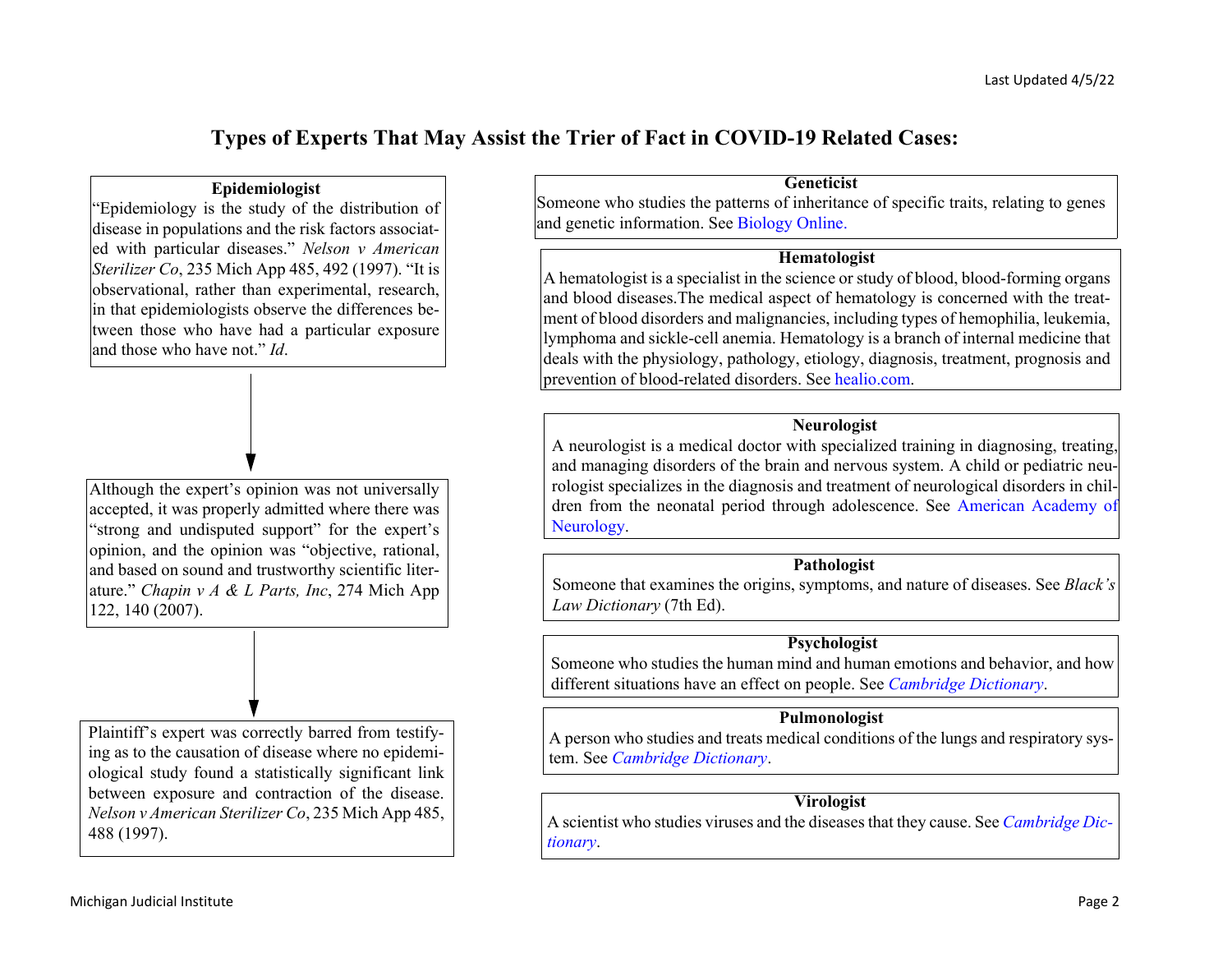# Types of Experts That May Assist the Trier of Fact in COVID-19 Related Cases:

### Epidemiologist

"Epidemiology is the study of the distribution of disease in populations and the risk factors associated with particular diseases." *Nelson v American Sterilizer Co*, 235 Mich App 485, 492 (1997). "It is observational, rather than experimental, research, in that epidemiologists observe the differences between those who have had a particular exposure and those who have not." *Id*.

↓

Although the expert's opinion was not universally accepted, it was properly admitted where there was "strong and undisputed support" for the expert's opinion, and the opinion was "objective, rational, and based on sound and trustworthy scientific literature." *Chapin v A & L Parts, Inc*, 274 Mich App 122, 140 (2007).

↓

Plaintiff's expert was correctly barred from testifying as to the causation of disease where no epidemiological study found a statistically significant link between exposure and contraction of the disease. *Nelson v American Sterilizer Co*, 235 Mich App 485, 488 (1997).

### Geneticist

Someone who studies the patterns of inheritance of specific traits, relating to genes and genetic information. See Biology Online.

### Hematologist

A hematologist is a specialist in the science or study of blood, blood-forming organs and blood diseases.The medical aspect of hematology is concerned with the treatment of blood disorders and malignancies, including types of hemophilia, leukemia, lymphoma and sickle-cell anemia. Hematology is a branch of internal medicine that deals with the physiology, pathology, etiology, diagnosis, treatment, prognosis and prevention of blood-related disorders. See healio.com.

### Neurologist

A neurologist is a medical doctor with specialized training in diagnosing, treating, and managing disorders of the brain and nervous system. A child or pediatric neurologist specializes in the diagnosis and treatment of neurological disorders in children from the neonatal period through adolescence. See American Academy of Neurology.

### Pathologist

Someone that examines the origins, symptoms, and nature of diseases. See *Black's Law Dictionary* (7th Ed).

### Psychologist

Someone who studies the human mind and human emotions and behavior, and how different situations have an effect on people. See *Cambridge Dictionary*.

### Pulmonologist

A person who studies and treats medical conditions of the lungs and respiratory system. See *Cambridge Dictionary*.

### Virologist

A scientist who studies viruses and the diseases that they cause. See *Cambridge Dictionary*.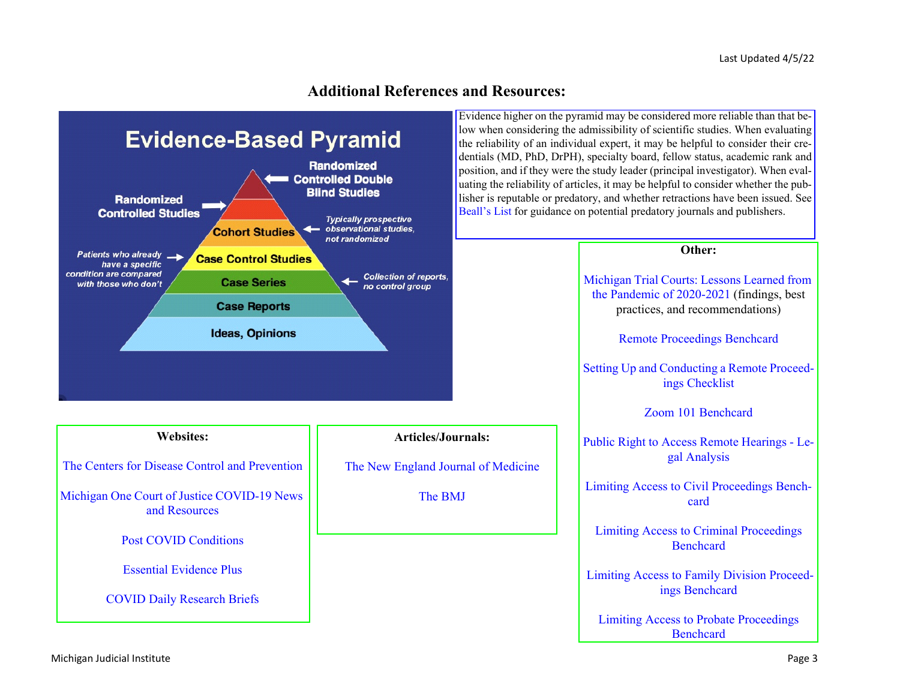# Additional References and Resources:

## Evidence-Based Pyramid

- Randomized Controlled Double Blind Studies
- Randomized Controlled Studies
- Cohort Studies — *Typically prospective observational studies, not randomized*
- Case Control Studies — *Patients who already have a specific condition are compared with those who don't*
- Case Series — *Collection of reports, no control group*
- Case Reports
- Ideas, Opinions

Evidence higher on the pyramid may be considered more reliable than that below when considering the admissibility of scientific studies. When evaluating the reliability of an individual expert, it may be helpful to consider their credentials (MD, PhD, DrPH), specialty board, fellow status, academic rank and position, and if they were the study leader (principal investigator). When evaluating the reliability of articles, it may be helpful to consider whether the publisher is reputable or predatory, and whether retractions have been issued. See Beall's List for guidance on potential predatory journals and publishers.

**Websites:**

The Centers for Disease Control and Prevention

Michigan One Court of Justice COVID-19 News and Resources

Post COVID Conditions

Essential Evidence Plus

COVID Daily Research Briefs

**Articles/Journals:**

The New England Journal of Medicine

The BMJ

**Other:**

Michigan Trial Courts: Lessons Learned from the Pandemic of 2020-2021 (findings, best practices, and recommendations)

Remote Proceedings Benchcard

Setting Up and Conducting a Remote Proceedings Checklist

Zoom 101 Benchcard

Public Right to Access Remote Hearings - Legal Analysis

Limiting Access to Civil Proceedings Benchcard

Limiting Access to Criminal Proceedings Benchcard

Limiting Access to Family Division Proceedings Benchcard

Limiting Access to Probate Proceedings Benchcard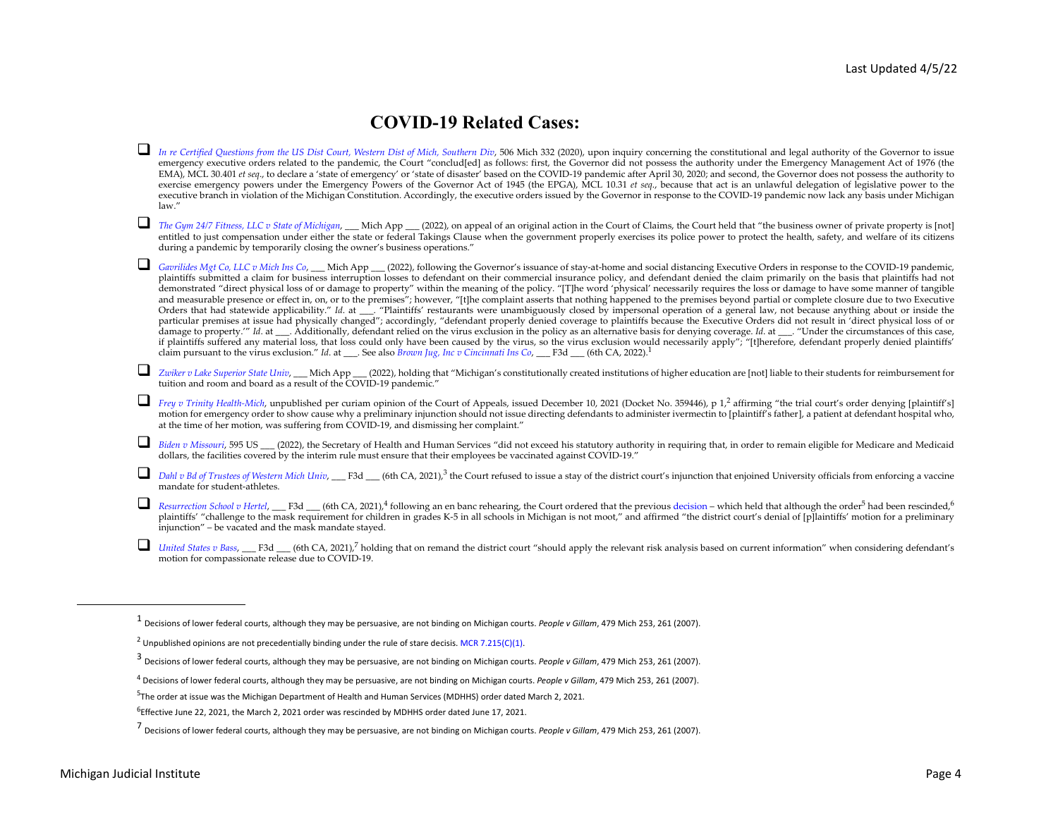# COVID-19 Related Cases:

- [ ] *In re Certified Questions from the US Dist Court, Western Dist of Mich, Southern Div*, 506 Mich 332 (2020), upon inquiry concerning the constitutional and legal authority of the Governor to issue emergency executive orders related to the pandemic, the Court "conclud[ed] as follows: first, the Governor did not possess the authority under the Emergency Management Act of 1976 (the EMA), MCL 30.401 *et seq*., to declare a 'state of emergency' or 'state of disaster' based on the COVID-19 pandemic after April 30, 2020; and second, the Governor does not possess the authority to exercise emergency powers under the Emergency Powers of the Governor Act of 1945 (the EPGA), MCL 10.31 *et seq*., because that act is an unlawful delegation of legislative power to the executive branch in violation of the Michigan Constitution. Accordingly, the executive orders issued by the Governor in response to the COVID-19 pandemic now lack any basis under Michigan law."

- [ ] *The Gym 24/7 Fitness, LLC v State of Michigan*, ___ Mich App ___ (2022), on appeal of an original action in the Court of Claims, the Court held that "the business owner of private property is [not] entitled to just compensation under either the state or federal Takings Clause when the government properly exercises its police power to protect the health, safety, and welfare of its citizens during a pandemic by temporarily closing the owner's business operations."

- [ ] *Gavrilides Mgt Co, LLC v Mich Ins Co*, ___ Mich App ___ (2022), following the Governor's issuance of stay-at-home and social distancing Executive Orders in response to the COVID-19 pandemic, plaintiffs submitted a claim for business interruption losses to defendant on their commercial insurance policy, and defendant denied the claim primarily on the basis that plaintiffs had not demonstrated "direct physical loss of or damage to property" within the meaning of the policy. "[T]he word 'physical' necessarily requires the loss or damage to have some manner of tangible and measurable presence or effect in, on, or to the premises"; however, "[t]he complaint asserts that nothing happened to the premises beyond partial or complete closure due to two Executive Orders that had statewide applicability." *Id*. at ___. "Plaintiffs' restaurants were unambiguously closed by impersonal operation of a general law, not because anything about or inside the particular premises at issue had physically changed"; accordingly, "defendant properly denied coverage to plaintiffs because the Executive Orders did not result in 'direct physical loss of or damage to property.'" *Id*. at ___. Additionally, defendant relied on the virus exclusion in the policy as an alternative basis for denying coverage. *Id*. at ___. "Under the circumstances of this case, if plaintiffs suffered any material loss, that loss could only have been caused by the virus, so the virus exclusion would necessarily apply"; "[t]herefore, defendant properly denied plaintiffs' claim pursuant to the virus exclusion." *Id*. at ___. See also *Brown Jug, Inc v Cincinnati Ins Co*, ___ F3d ___ (6th CA, 2022).[1]

- [ ] *Zwiker v Lake Superior State Univ*, ___ Mich App ___ (2022), holding that "Michigan's constitutionally created institutions of higher education are [not] liable to their students for reimbursement for tuition and room and board as a result of the COVID-19 pandemic."

- [ ] *Frey v Trinity Health-Mich*, unpublished per curiam opinion of the Court of Appeals, issued December 10, 2021 (Docket No. 359446), p 1,[2] affirming "the trial court's order denying [plaintiff's] motion for emergency order to show cause why a preliminary injunction should not issue directing defendants to administer ivermectin to [plaintiff's father], a patient at defendant hospital who, at the time of her motion, was suffering from COVID-19, and dismissing her complaint."

- [ ] *Biden v Missouri*, 595 US ___ (2022), the Secretary of Health and Human Services "did not exceed his statutory authority in requiring that, in order to remain eligible for Medicare and Medicaid dollars, the facilities covered by the interim rule must ensure that their employees be vaccinated against COVID-19."

- [ ] *Dahl v Bd of Trustees of Western Mich Univ*, ___ F3d ___ (6th CA, 2021),[3] the Court refused to issue a stay of the district court's injunction that enjoined University officials from enforcing a vaccine mandate for student-athletes.

- [ ] *Resurrection School v Hertel*, ___ F3d ___ (6th CA, 2021),[4] following an en banc rehearing, the Court ordered that the previous decision – which held that although the order[5] had been rescinded,[6] plaintiffs' "challenge to the mask requirement for children in grades K-5 in all schools in Michigan is not moot," and affirmed "the district court's denial of [p]laintiffs' motion for a preliminary injunction" – be vacated and the mask mandate stayed.

- [ ] *United States v Bass*, ___ F3d ___ (6th CA, 2021),[7] holding that on remand the district court "should apply the relevant risk analysis based on current information" when considering defendant's motion for compassionate release due to COVID-19.

---

[1] Decisions of lower federal courts, although they may be persuasive, are not binding on Michigan courts. *People v Gillam*, 479 Mich 253, 261 (2007).

[2] Unpublished opinions are not precedentially binding under the rule of stare decisis. MCR 7.215(C)(1).

[3] Decisions of lower federal courts, although they may be persuasive, are not binding on Michigan courts. *People v Gillam*, 479 Mich 253, 261 (2007).

[4] Decisions of lower federal courts, although they may be persuasive, are not binding on Michigan courts. *People v Gillam*, 479 Mich 253, 261 (2007).

[5] The order at issue was the Michigan Department of Health and Human Services (MDHHS) order dated March 2, 2021.

[6] Effective June 22, 2021, the March 2, 2021 order was rescinded by MDHHS order dated June 17, 2021.

[7] Decisions of lower federal courts, although they may be persuasive, are not binding on Michigan courts. *People v Gillam*, 479 Mich 253, 261 (2007).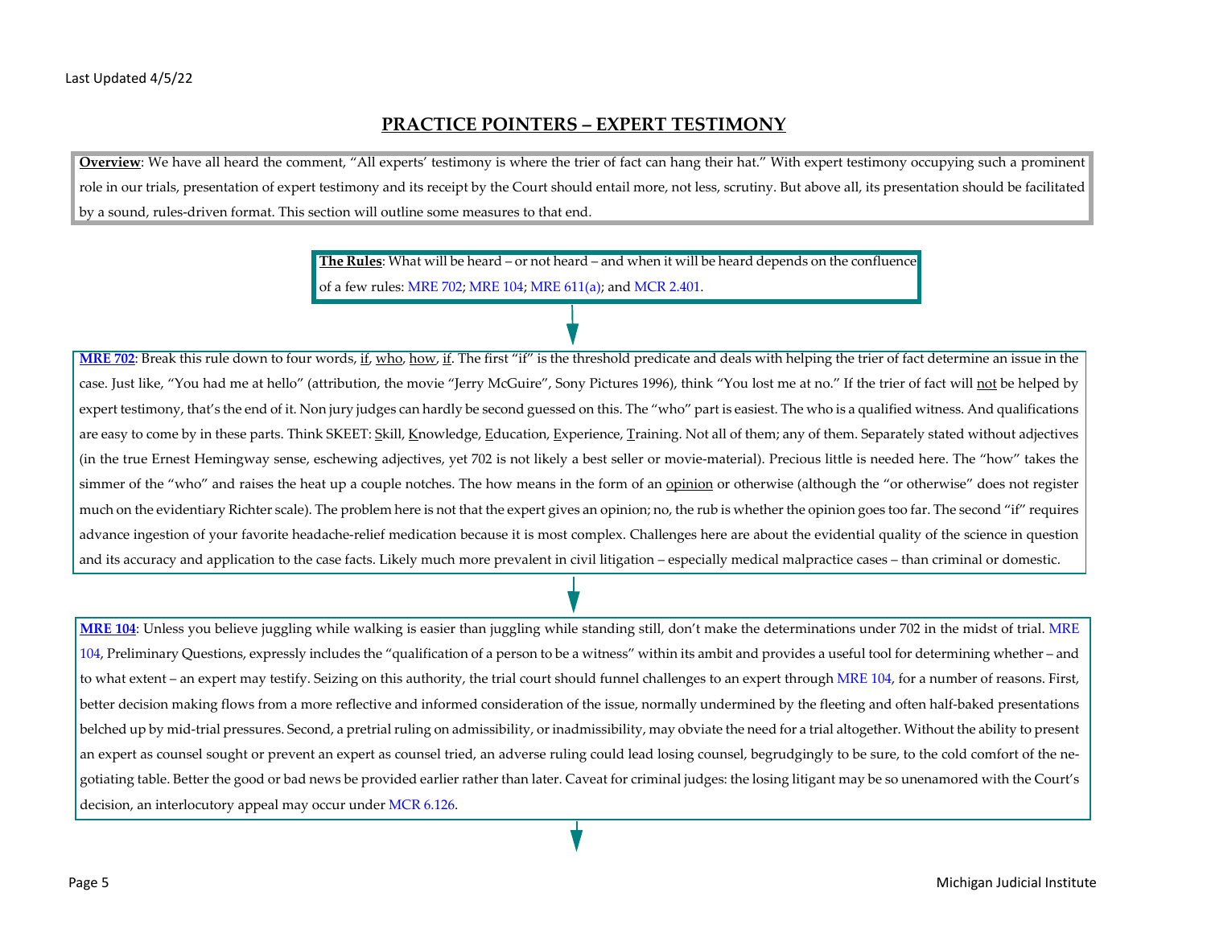# PRACTICE POINTERS – EXPERT TESTIMONY

**Overview**: We have all heard the comment, "All experts' testimony is where the trier of fact can hang their hat." With expert testimony occupying such a prominent role in our trials, presentation of expert testimony and its receipt by the Court should entail more, not less, scrutiny. But above all, its presentation should be facilitated by a sound, rules-driven format. This section will outline some measures to that end.

**The Rules**: What will be heard – or not heard – and when it will be heard depends on the confluence of a few rules: MRE 702; MRE 104; MRE 611(a); and MCR 2.401.

**MRE 702**: Break this rule down to four words, if, who, how, if. The first "if" is the threshold predicate and deals with helping the trier of fact determine an issue in the case. Just like, "You had me at hello" (attribution, the movie "Jerry McGuire", Sony Pictures 1996), think "You lost me at no." If the trier of fact will not be helped by expert testimony, that's the end of it. Non jury judges can hardly be second guessed on this. The "who" part is easiest. The who is a qualified witness. And qualifications are easy to come by in these parts. Think SKEET: Skill, Knowledge, Education, Experience, Training. Not all of them; any of them. Separately stated without adjectives (in the true Ernest Hemingway sense, eschewing adjectives, yet 702 is not likely a best seller or movie-material). Precious little is needed here. The "how" takes the simmer of the "who" and raises the heat up a couple notches. The how means in the form of an opinion or otherwise (although the "or otherwise" does not register much on the evidentiary Richter scale). The problem here is not that the expert gives an opinion; no, the rub is whether the opinion goes too far. The second "if" requires advance ingestion of your favorite headache-relief medication because it is most complex. Challenges here are about the evidential quality of the science in question and its accuracy and application to the case facts. Likely much more prevalent in civil litigation – especially medical malpractice cases – than criminal or domestic.

**MRE 104**: Unless you believe juggling while walking is easier than juggling while standing still, don't make the determinations under 702 in the midst of trial. MRE 104, Preliminary Questions, expressly includes the "qualification of a person to be a witness" within its ambit and provides a useful tool for determining whether – and to what extent – an expert may testify. Seizing on this authority, the trial court should funnel challenges to an expert through MRE 104, for a number of reasons. First, better decision making flows from a more reflective and informed consideration of the issue, normally undermined by the fleeting and often half-baked presentations belched up by mid-trial pressures. Second, a pretrial ruling on admissibility, or inadmissibility, may obviate the need for a trial altogether. Without the ability to present an expert as counsel sought or prevent an expert as counsel tried, an adverse ruling could lead losing counsel, begrudgingly to be sure, to the cold comfort of the negotiating table. Better the good or bad news be provided earlier rather than later. Caveat for criminal judges: the losing litigant may be so unenamored with the Court's decision, an interlocutory appeal may occur under MCR 6.126.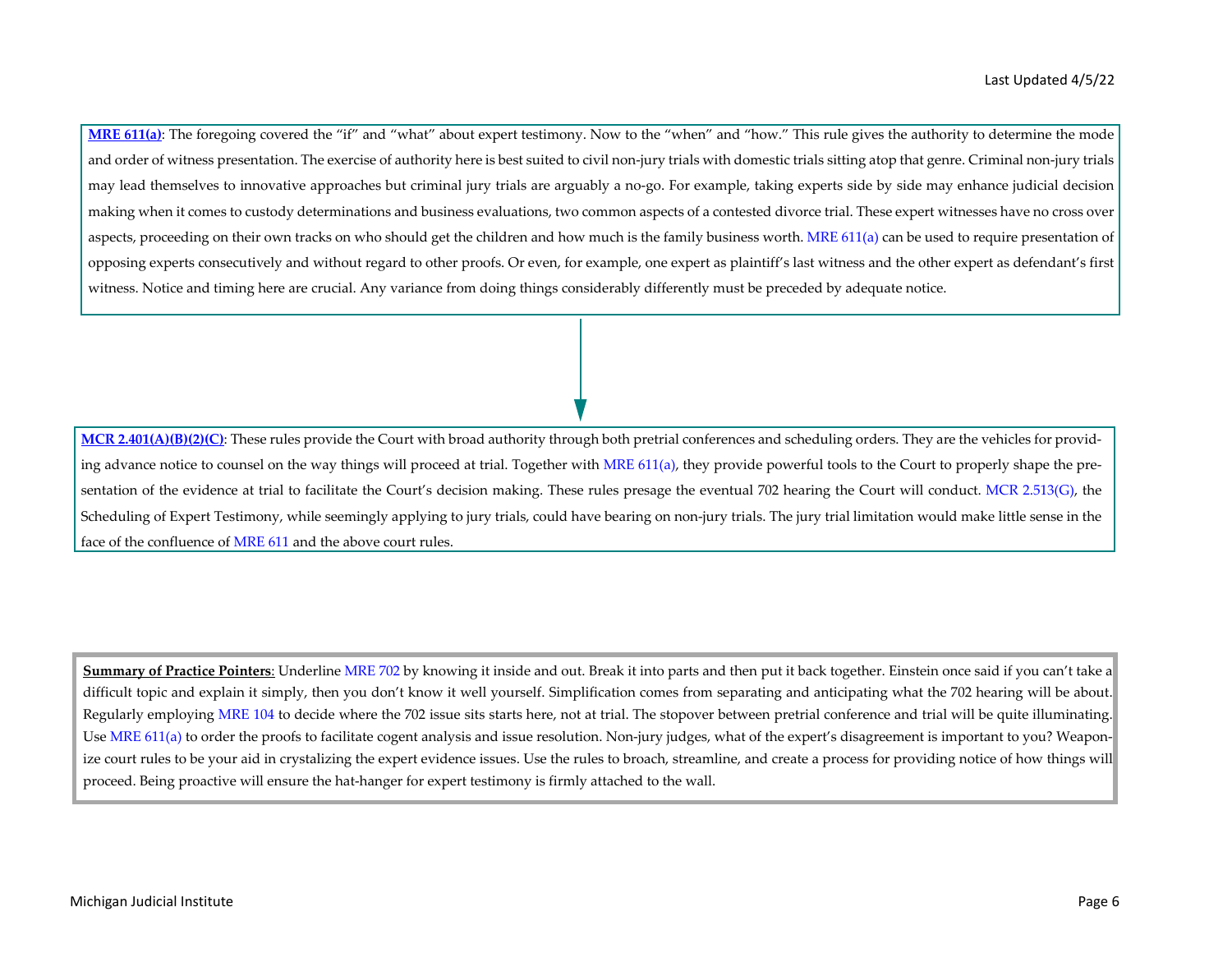**MRE 611(a)**: The foregoing covered the "if" and "what" about expert testimony. Now to the "when" and "how." This rule gives the authority to determine the mode and order of witness presentation. The exercise of authority here is best suited to civil non-jury trials with domestic trials sitting atop that genre. Criminal non-jury trials may lead themselves to innovative approaches but criminal jury trials are arguably a no-go. For example, taking experts side by side may enhance judicial decision making when it comes to custody determinations and business evaluations, two common aspects of a contested divorce trial. These expert witnesses have no cross over aspects, proceeding on their own tracks on who should get the children and how much is the family business worth. MRE 611(a) can be used to require presentation of opposing experts consecutively and without regard to other proofs. Or even, for example, one expert as plaintiff's last witness and the other expert as defendant's first witness. Notice and timing here are crucial. Any variance from doing things considerably differently must be preceded by adequate notice.

**MCR 2.401(A)(B)(2)(C)**: These rules provide the Court with broad authority through both pretrial conferences and scheduling orders. They are the vehicles for providing advance notice to counsel on the way things will proceed at trial. Together with MRE 611(a), they provide powerful tools to the Court to properly shape the presentation of the evidence at trial to facilitate the Court's decision making. These rules presage the eventual 702 hearing the Court will conduct. MCR 2.513(G), the Scheduling of Expert Testimony, while seemingly applying to jury trials, could have bearing on non-jury trials. The jury trial limitation would make little sense in the face of the confluence of MRE 611 and the above court rules.

**Summary of Practice Pointers**: Underline MRE 702 by knowing it inside and out. Break it into parts and then put it back together. Einstein once said if you can't take a difficult topic and explain it simply, then you don't know it well yourself. Simplification comes from separating and anticipating what the 702 hearing will be about. Regularly employing MRE 104 to decide where the 702 issue sits starts here, not at trial. The stopover between pretrial conference and trial will be quite illuminating. Use MRE 611(a) to order the proofs to facilitate cogent analysis and issue resolution. Non-jury judges, what of the expert's disagreement is important to you? Weaponize court rules to be your aid in crystalizing the expert evidence issues. Use the rules to broach, streamline, and create a process for providing notice of how things will proceed. Being proactive will ensure the hat-hanger for expert testimony is firmly attached to the wall.